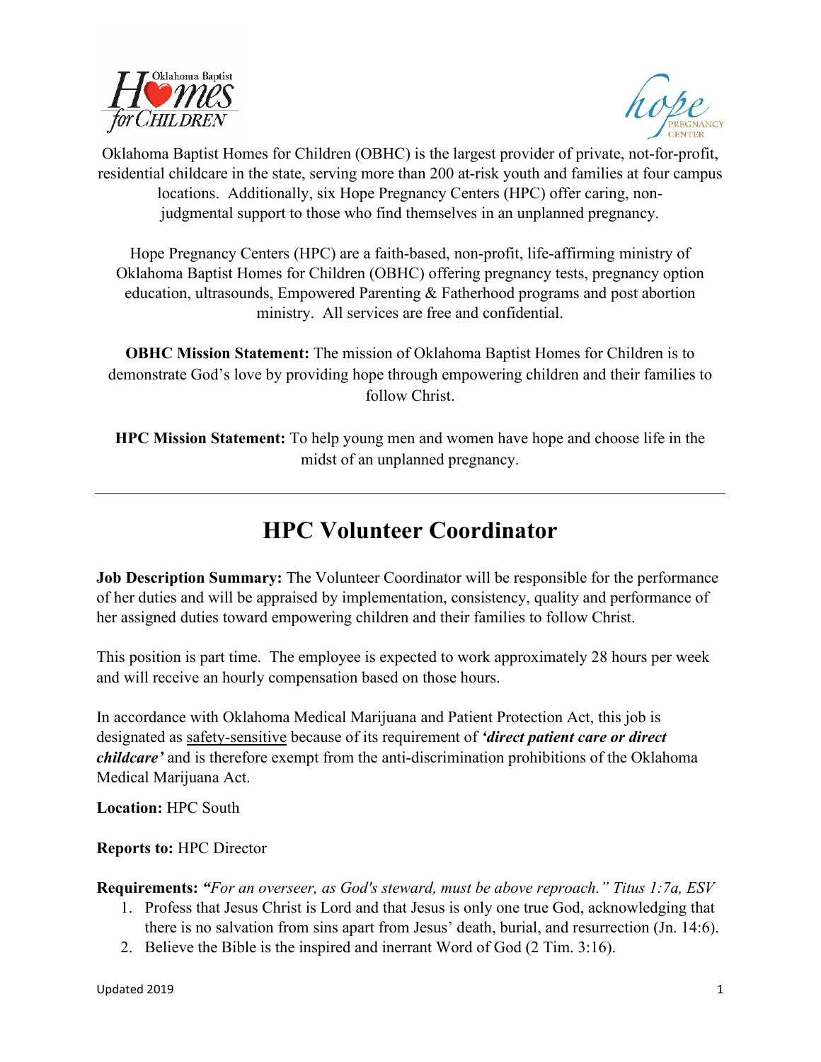Oklahoma Baptist Homes for Children (OBHC) is the largest provider of private, not-for-profit, residential childcare in the state, serving more than 200 at-risk youth and families at four campus locations. Additionally, six Hope Pregnancy Centers (HPC) offer caring, non-judgmental support to those who find themselves in an unplanned pregnancy.

Hope Pregnancy Centers (HPC) are a faith-based, non-profit, life-affirming ministry of Oklahoma Baptist Homes for Children (OBHC) offering pregnancy tests, pregnancy option education, ultrasounds, Empowered Parenting & Fatherhood programs and post abortion ministry. All services are free and confidential.

**OBHC Mission Statement:** The mission of Oklahoma Baptist Homes for Children is to demonstrate God's love by providing hope through empowering children and their families to follow Christ.

**HPC Mission Statement:** To help young men and women have hope and choose life in the midst of an unplanned pregnancy.

---

# HPC Volunteer Coordinator

**Job Description Summary:** The Volunteer Coordinator will be responsible for the performance of her duties and will be appraised by implementation, consistency, quality and performance of her assigned duties toward empowering children and their families to follow Christ.

This position is part time. The employee is expected to work approximately 28 hours per week and will receive an hourly compensation based on those hours.

In accordance with Oklahoma Medical Marijuana and Patient Protection Act, this job is designated as safety-sensitive because of its requirement of ***'direct patient care or direct childcare'*** and is therefore exempt from the anti-discrimination prohibitions of the Oklahoma Medical Marijuana Act.

**Location:** HPC South

**Reports to:** HPC Director

**Requirements:** ***"****For an overseer, as God's steward, must be above reproach." Titus 1:7a, ESV*

1. Profess that Jesus Christ is Lord and that Jesus is only one true God, acknowledging that there is no salvation from sins apart from Jesus' death, burial, and resurrection (Jn. 14:6).
2. Believe the Bible is the inspired and inerrant Word of God (2 Tim. 3:16).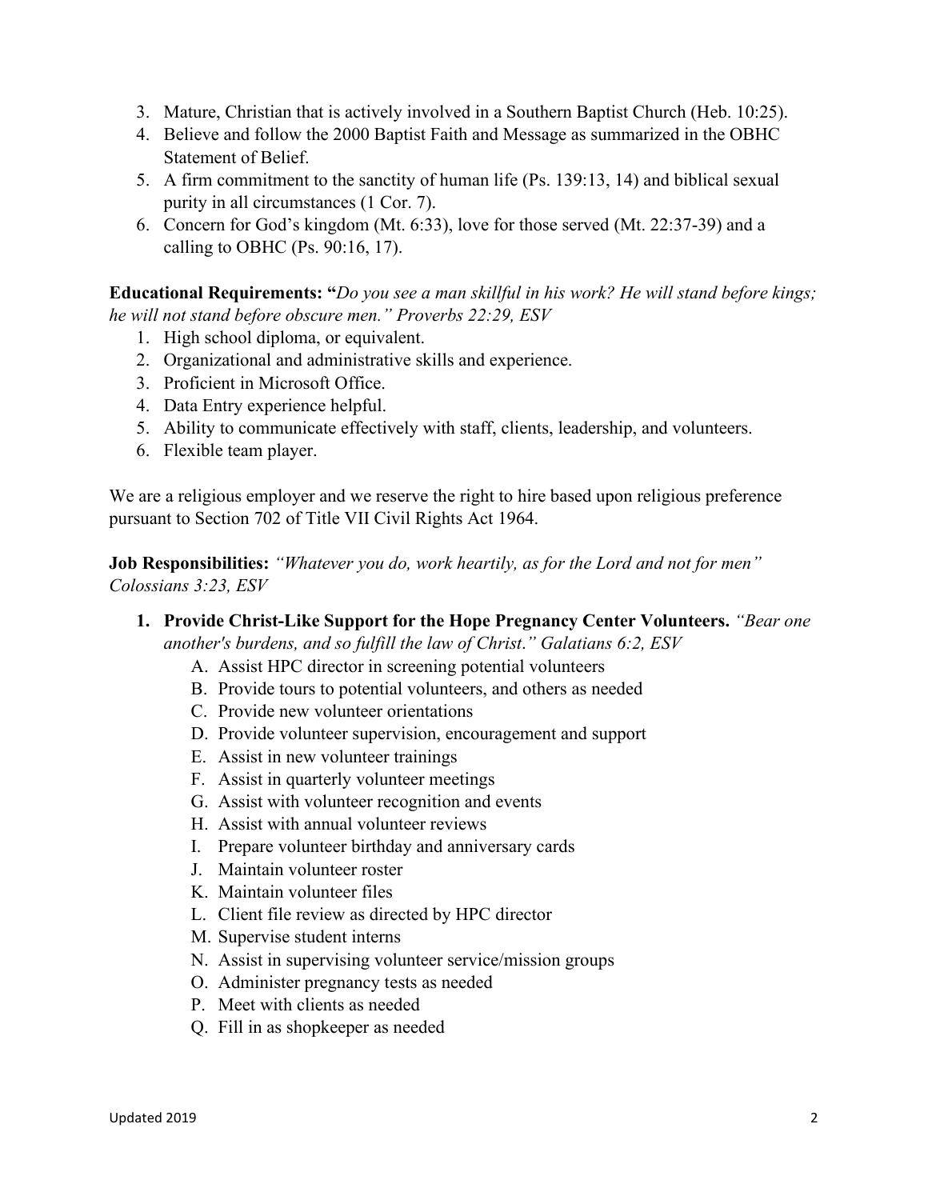3. Mature, Christian that is actively involved in a Southern Baptist Church (Heb. 10:25).
4. Believe and follow the 2000 Baptist Faith and Message as summarized in the OBHC Statement of Belief.
5. A firm commitment to the sanctity of human life (Ps. 139:13, 14) and biblical sexual purity in all circumstances (1 Cor. 7).
6. Concern for God's kingdom (Mt. 6:33), love for those served (Mt. 22:37-39) and a calling to OBHC (Ps. 90:16, 17).

**Educational Requirements: "***Do you see a man skillful in his work? He will stand before kings; he will not stand before obscure men." Proverbs 22:29, ESV*

1. High school diploma, or equivalent.
2. Organizational and administrative skills and experience.
3. Proficient in Microsoft Office.
4. Data Entry experience helpful.
5. Ability to communicate effectively with staff, clients, leadership, and volunteers.
6. Flexible team player.

We are a religious employer and we reserve the right to hire based upon religious preference pursuant to Section 702 of Title VII Civil Rights Act 1964.

**Job Responsibilities:** *"Whatever you do, work heartily, as for the Lord and not for men" Colossians 3:23, ESV*

1. **Provide Christ-Like Support for the Hope Pregnancy Center Volunteers.** *"Bear one another's burdens, and so fulfill the law of Christ." Galatians 6:2, ESV*
   A. Assist HPC director in screening potential volunteers
   B. Provide tours to potential volunteers, and others as needed
   C. Provide new volunteer orientations
   D. Provide volunteer supervision, encouragement and support
   E. Assist in new volunteer trainings
   F. Assist in quarterly volunteer meetings
   G. Assist with volunteer recognition and events
   H. Assist with annual volunteer reviews
   I. Prepare volunteer birthday and anniversary cards
   J. Maintain volunteer roster
   K. Maintain volunteer files
   L. Client file review as directed by HPC director
   M. Supervise student interns
   N. Assist in supervising volunteer service/mission groups
   O. Administer pregnancy tests as needed
   P. Meet with clients as needed
   Q. Fill in as shopkeeper as needed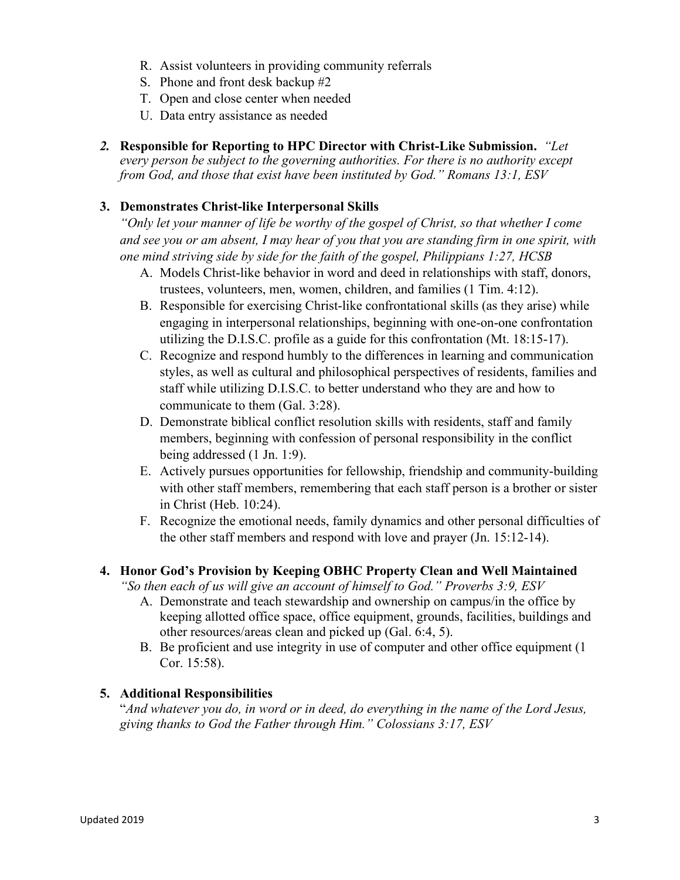R. Assist volunteers in providing community referrals
S. Phone and front desk backup #2
T. Open and close center when needed
U. Data entry assistance as needed

***2.*** **Responsible for Reporting to HPC Director with Christ-Like Submission.** *"Let every person be subject to the governing authorities. For there is no authority except from God, and those that exist have been instituted by God." Romans 13:1, ESV*

**3. Demonstrates Christ-like Interpersonal Skills**

*"Only let your manner of life be worthy of the gospel of Christ, so that whether I come and see you or am absent, I may hear of you that you are standing firm in one spirit, with one mind striving side by side for the faith of the gospel, Philippians 1:27, HCSB*

A. Models Christ-like behavior in word and deed in relationships with staff, donors, trustees, volunteers, men, women, children, and families (1 Tim. 4:12).
B. Responsible for exercising Christ-like confrontational skills (as they arise) while engaging in interpersonal relationships, beginning with one-on-one confrontation utilizing the D.I.S.C. profile as a guide for this confrontation (Mt. 18:15-17).
C. Recognize and respond humbly to the differences in learning and communication styles, as well as cultural and philosophical perspectives of residents, families and staff while utilizing D.I.S.C. to better understand who they are and how to communicate to them (Gal. 3:28).
D. Demonstrate biblical conflict resolution skills with residents, staff and family members, beginning with confession of personal responsibility in the conflict being addressed (1 Jn. 1:9).
E. Actively pursues opportunities for fellowship, friendship and community-building with other staff members, remembering that each staff person is a brother or sister in Christ (Heb. 10:24).
F. Recognize the emotional needs, family dynamics and other personal difficulties of the other staff members and respond with love and prayer (Jn. 15:12-14).

**4. Honor God's Provision by Keeping OBHC Property Clean and Well Maintained**

*"So then each of us will give an account of himself to God." Proverbs 3:9, ESV*

A. Demonstrate and teach stewardship and ownership on campus/in the office by keeping allotted office space, office equipment, grounds, facilities, buildings and other resources/areas clean and picked up (Gal. 6:4, 5).
B. Be proficient and use integrity in use of computer and other office equipment (1 Cor. 15:58).

**5. Additional Responsibilities**

"*And whatever you do, in word or in deed, do everything in the name of the Lord Jesus, giving thanks to God the Father through Him." Colossians 3:17, ESV*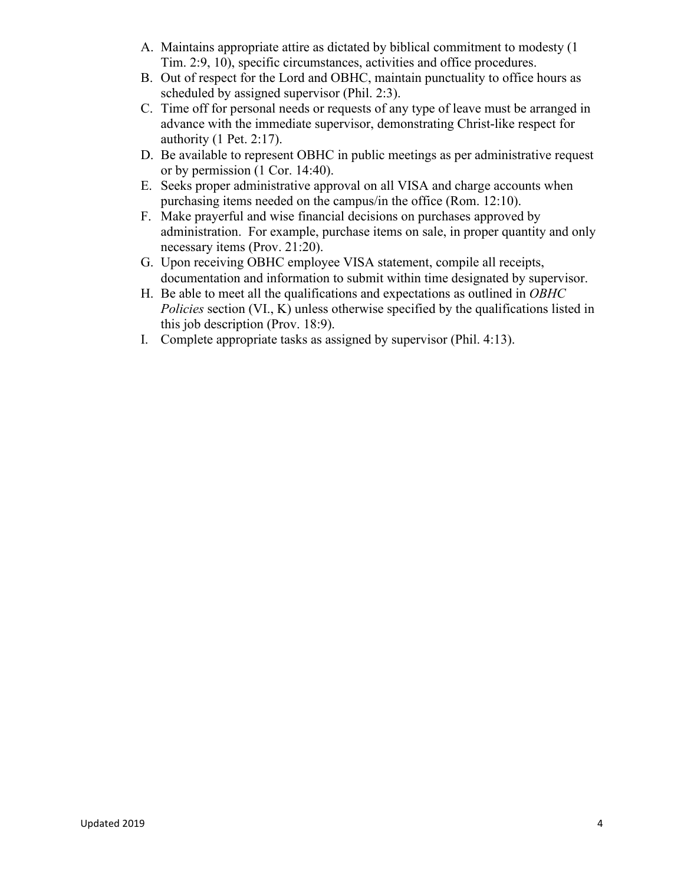A. Maintains appropriate attire as dictated by biblical commitment to modesty (1 Tim. 2:9, 10), specific circumstances, activities and office procedures.
B. Out of respect for the Lord and OBHC, maintain punctuality to office hours as scheduled by assigned supervisor (Phil. 2:3).
C. Time off for personal needs or requests of any type of leave must be arranged in advance with the immediate supervisor, demonstrating Christ-like respect for authority (1 Pet. 2:17).
D. Be available to represent OBHC in public meetings as per administrative request or by permission (1 Cor. 14:40).
E. Seeks proper administrative approval on all VISA and charge accounts when purchasing items needed on the campus/in the office (Rom. 12:10).
F. Make prayerful and wise financial decisions on purchases approved by administration. For example, purchase items on sale, in proper quantity and only necessary items (Prov. 21:20).
G. Upon receiving OBHC employee VISA statement, compile all receipts, documentation and information to submit within time designated by supervisor.
H. Be able to meet all the qualifications and expectations as outlined in *OBHC Policies* section (VI., K) unless otherwise specified by the qualifications listed in this job description (Prov. 18:9).
I. Complete appropriate tasks as assigned by supervisor (Phil. 4:13).

Updated 2019